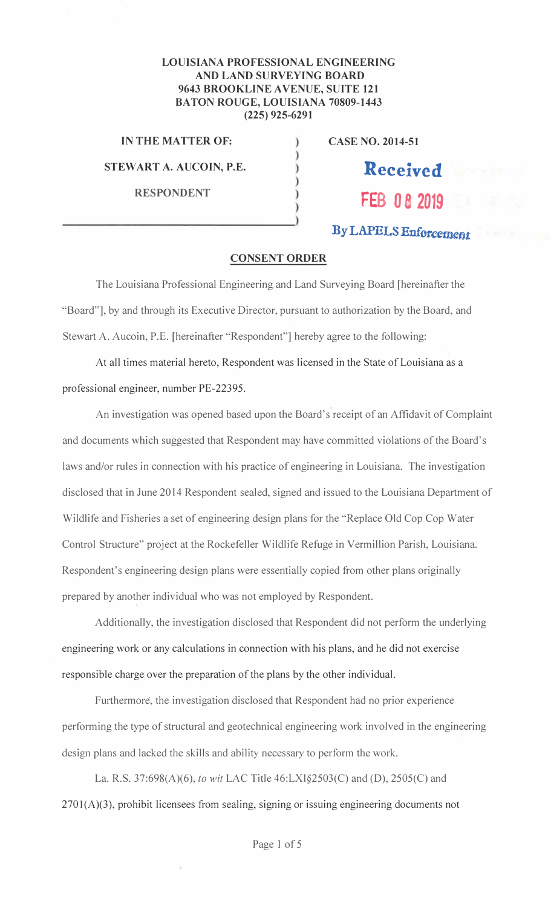**LOUISIANA PROFESSIONAL ENGINEERING**
**AND LAND SURVEYING BOARD**
**9643 BROOKLINE AVENUE, SUITE 121**
**BATON ROUGE, LOUISIANA 70809-1443**
**(225) 925-6291**

| | | |
|---|---|---|
| **IN THE MATTER OF:** | ) | **CASE NO. 2014-51** |
| **STEWART A. AUCOIN, P.E.** | ) | |
| **RESPONDENT** | ) | |

Received
FEB 08 2019
By LAPELS Enforcement

## CONSENT ORDER

The Louisiana Professional Engineering and Land Surveying Board [hereinafter the "Board"], by and through its Executive Director, pursuant to authorization by the Board, and Stewart A. Aucoin, P.E. [hereinafter "Respondent"] hereby agree to the following:

At all times material hereto, Respondent was licensed in the State of Louisiana as a professional engineer, number PE-22395.

An investigation was opened based upon the Board's receipt of an Affidavit of Complaint and documents which suggested that Respondent may have committed violations of the Board's laws and/or rules in connection with his practice of engineering in Louisiana. The investigation disclosed that in June 2014 Respondent sealed, signed and issued to the Louisiana Department of Wildlife and Fisheries a set of engineering design plans for the "Replace Old Cop Cop Water Control Structure" project at the Rockefeller Wildlife Refuge in Vermillion Parish, Louisiana. Respondent's engineering design plans were essentially copied from other plans originally prepared by another individual who was not employed by Respondent.

Additionally, the investigation disclosed that Respondent did not perform the underlying engineering work or any calculations in connection with his plans, and he did not exercise responsible charge over the preparation of the plans by the other individual.

Furthermore, the investigation disclosed that Respondent had no prior experience performing the type of structural and geotechnical engineering work involved in the engineering design plans and lacked the skills and ability necessary to perform the work.

La. R.S. 37:698(A)(6), *to wit* LAC Title 46:LXI§2503(C) and (D), 2505(C) and 2701(A)(3), prohibit licensees from sealing, signing or issuing engineering documents not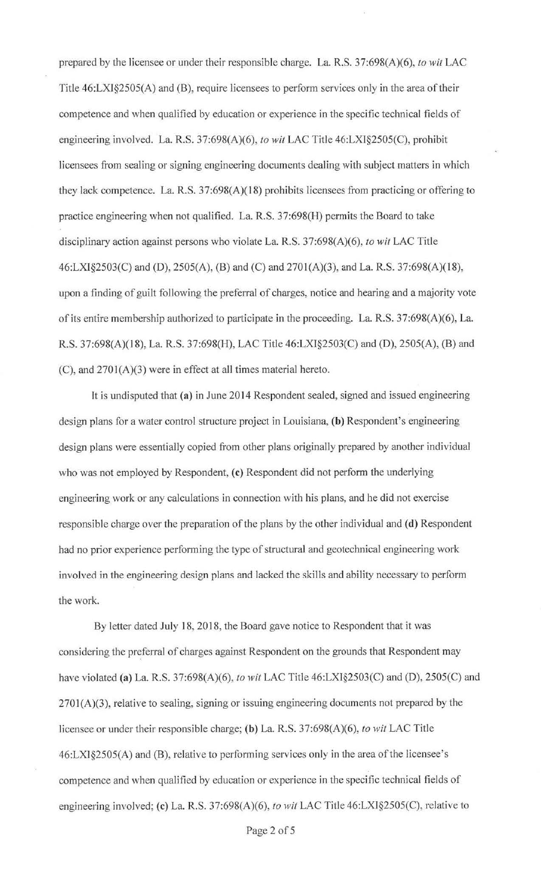prepared by the licensee or under their responsible charge. La. R.S. 37:698(A)(6), *to wit* LAC Title 46:LXI§2505(A) and (B), require licensees to perform services only in the area of their competence and when qualified by education or experience in the specific technical fields of engineering involved. La. R.S. 37:698(A)(6), *to wit* LAC Title 46:LXI§2505(C), prohibit licensees from sealing or signing engineering documents dealing with subject matters in which they lack competence. La. R.S. 37:698(A)(18) prohibits licensees from practicing or offering to practice engineering when not qualified. La. R.S. 37:698(H) permits the Board to take disciplinary action against persons who violate La. R.S. 37:698(A)(6), *to wit* LAC Title 46:LXI§2503(C) and (D), 2505(A), (B) and (C) and 2701(A)(3), and La. R.S. 37:698(A)(18), upon a finding of guilt following the preferral of charges, notice and hearing and a majority vote of its entire membership authorized to participate in the proceeding. La. R.S. 37:698(A)(6), La. R.S. 37:698(A)(18), La. R.S. 37:698(H), LAC Title 46:LXI§2503(C) and (D), 2505(A), (B) and (C), and 2701(A)(3) were in effect at all times material hereto.

It is undisputed that **(a)** in June 2014 Respondent sealed, signed and issued engineering design plans for a water control structure project in Louisiana, **(b)** Respondent's engineering design plans were essentially copied from other plans originally prepared by another individual who was not employed by Respondent, **(c)** Respondent did not perform the underlying engineering work or any calculations in connection with his plans, and he did not exercise responsible charge over the preparation of the plans by the other individual and **(d)** Respondent had no prior experience performing the type of structural and geotechnical engineering work involved in the engineering design plans and lacked the skills and ability necessary to perform the work.

By letter dated July 18, 2018, the Board gave notice to Respondent that it was considering the preferral of charges against Respondent on the grounds that Respondent may have violated **(a)** La. R.S. 37:698(A)(6), *to wit* LAC Title 46:LXI§2503(C) and (D), 2505(C) and 2701(A)(3), relative to sealing, signing or issuing engineering documents not prepared by the licensee or under their responsible charge; **(b)** La. R.S. 37:698(A)(6), *to wit* LAC Title 46:LXI§2505(A) and (B), relative to performing services only in the area of the licensee's competence and when qualified by education or experience in the specific technical fields of engineering involved; **(c)** La. R.S. 37:698(A)(6), *to wit* LAC Title 46:LXI§2505(C), relative to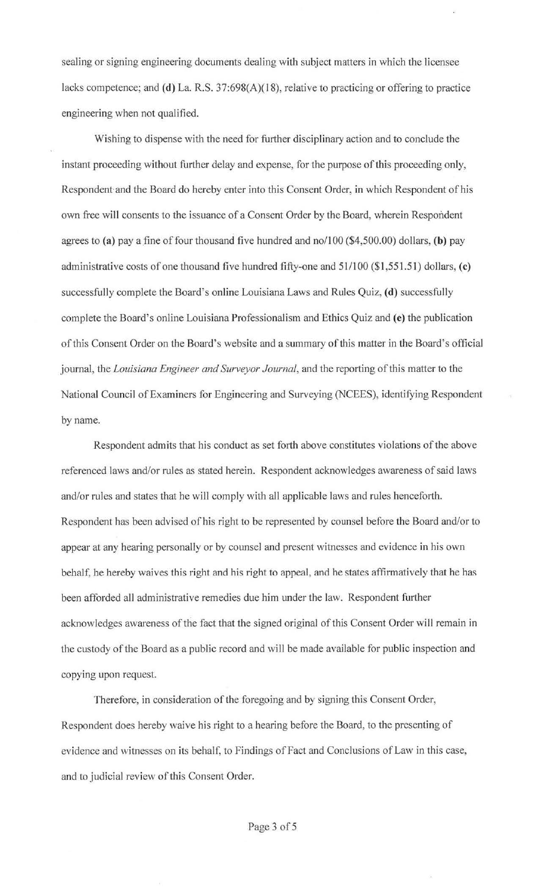sealing or signing engineering documents dealing with subject matters in which the licensee lacks competence; and **(d)** La. R.S. 37:698(A)(18), relative to practicing or offering to practice engineering when not qualified.

Wishing to dispense with the need for further disciplinary action and to conclude the instant proceeding without further delay and expense, for the purpose of this proceeding only, Respondent and the Board do hereby enter into this Consent Order, in which Respondent of his own free will consents to the issuance of a Consent Order by the Board, wherein Respondent agrees to **(a)** pay a fine of four thousand five hundred and no/100 ($4,500.00) dollars, **(b)** pay administrative costs of one thousand five hundred fifty-one and 51/100 ($1,551.51) dollars, **(c)** successfully complete the Board's online Louisiana Laws and Rules Quiz, **(d)** successfully complete the Board's online Louisiana Professionalism and Ethics Quiz and **(e)** the publication of this Consent Order on the Board's website and a summary of this matter in the Board's official journal, the *Louisiana Engineer and Surveyor Journal*, and the reporting of this matter to the National Council of Examiners for Engineering and Surveying (NCEES), identifying Respondent by name.

Respondent admits that his conduct as set forth above constitutes violations of the above referenced laws and/or rules as stated herein. Respondent acknowledges awareness of said laws and/or rules and states that he will comply with all applicable laws and rules henceforth. Respondent has been advised of his right to be represented by counsel before the Board and/or to appear at any hearing personally or by counsel and present witnesses and evidence in his own behalf, he hereby waives this right and his right to appeal, and he states affirmatively that he has been afforded all administrative remedies due him under the law. Respondent further acknowledges awareness of the fact that the signed original of this Consent Order will remain in the custody of the Board as a public record and will be made available for public inspection and copying upon request.

Therefore, in consideration of the foregoing and by signing this Consent Order, Respondent does hereby waive his right to a hearing before the Board, to the presenting of evidence and witnesses on its behalf, to Findings of Fact and Conclusions of Law in this case, and to judicial review of this Consent Order.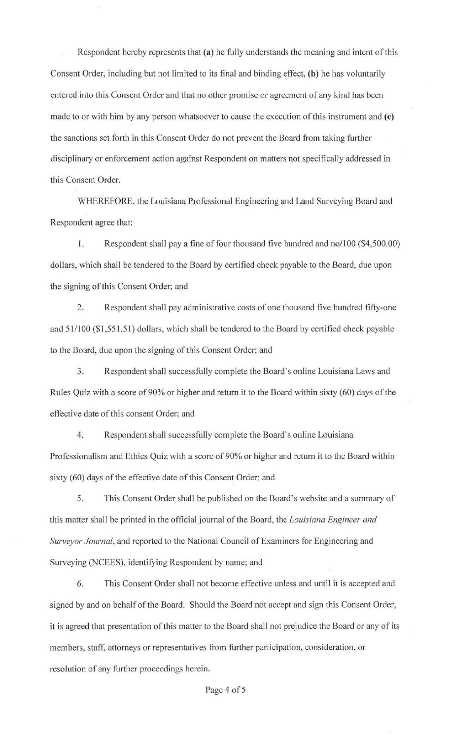Respondent hereby represents that **(a)** he fully understands the meaning and intent of this Consent Order, including but not limited to its final and binding effect, **(b)** he has voluntarily entered into this Consent Order and that no other promise or agreement of any kind has been made to or with him by any person whatsoever to cause the execution of this instrument and **(c)** the sanctions set forth in this Consent Order do not prevent the Board from taking further disciplinary or enforcement action against Respondent on matters not specifically addressed in this Consent Order.

WHEREFORE, the Louisiana Professional Engineering and Land Surveying Board and Respondent agree that:

1. Respondent shall pay a fine of four thousand five hundred and no/100 ($4,500.00) dollars, which shall be tendered to the Board by certified check payable to the Board, due upon the signing of this Consent Order; and

2. Respondent shall pay administrative costs of one thousand five hundred fifty-one and 51/100 ($1,551.51) dollars, which shall be tendered to the Board by certified check payable to the Board, due upon the signing of this Consent Order; and

3. Respondent shall successfully complete the Board's online Louisiana Laws and Rules Quiz with a score of 90% or higher and return it to the Board within sixty (60) days of the effective date of this consent Order; and

4. Respondent shall successfully complete the Board's online Louisiana Professionalism and Ethics Quiz with a score of 90% or higher and return it to the Board within sixty (60) days of the effective date of this Consent Order; and

5. This Consent Order shall be published on the Board's website and a summary of this matter shall be printed in the official journal of the Board, the *Louisiana Engineer and Surveyor Journal*, and reported to the National Council of Examiners for Engineering and Surveying (NCEES), identifying Respondent by name; and

6. This Consent Order shall not become effective unless and until it is accepted and signed by and on behalf of the Board. Should the Board not accept and sign this Consent Order, it is agreed that presentation of this matter to the Board shall not prejudice the Board or any of its members, staff, attorneys or representatives from further participation, consideration, or resolution of any further proceedings herein.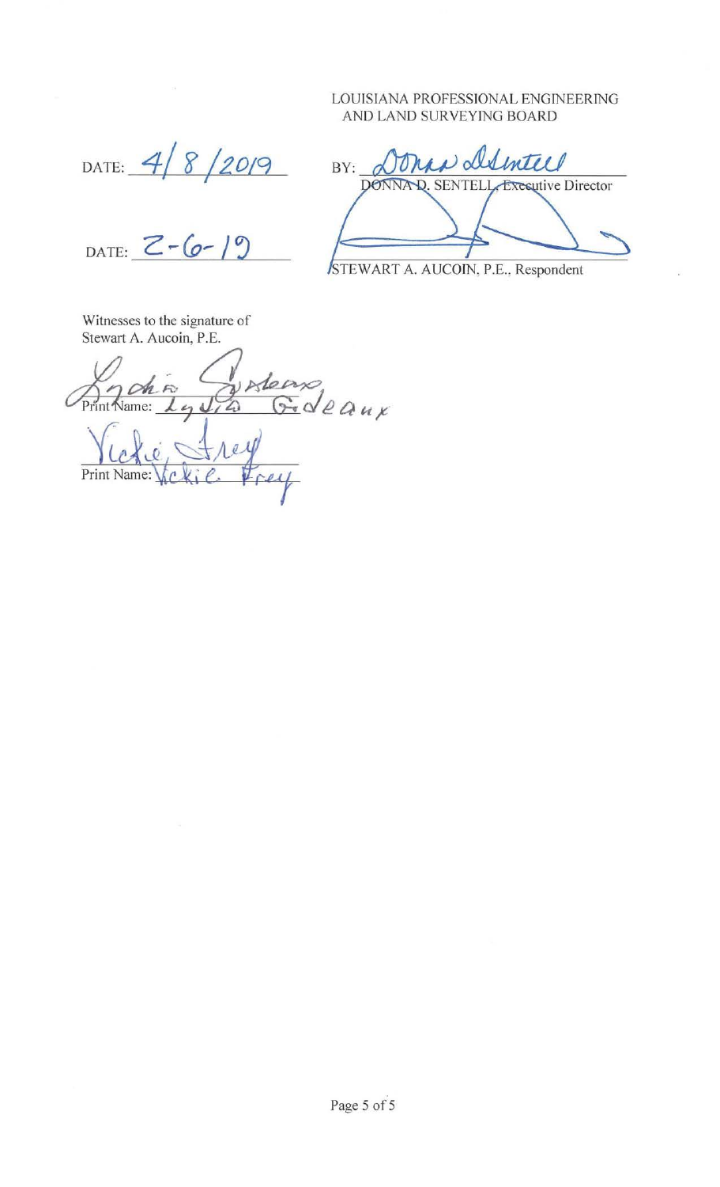LOUISIANA PROFESSIONAL ENGINEERING AND LAND SURVEYING BOARD

DATE: 4/8/2019

BY: Donna Sentell

DONNA D. SENTELL, Executive Director

DATE: 2-6-19

STEWART A. AUCOIN, P.E., Respondent

Witnesses to the signature of Stewart A. Aucoin, P.E.

Print Name: Lydia Gideaux

Print Name: Vickie Frey